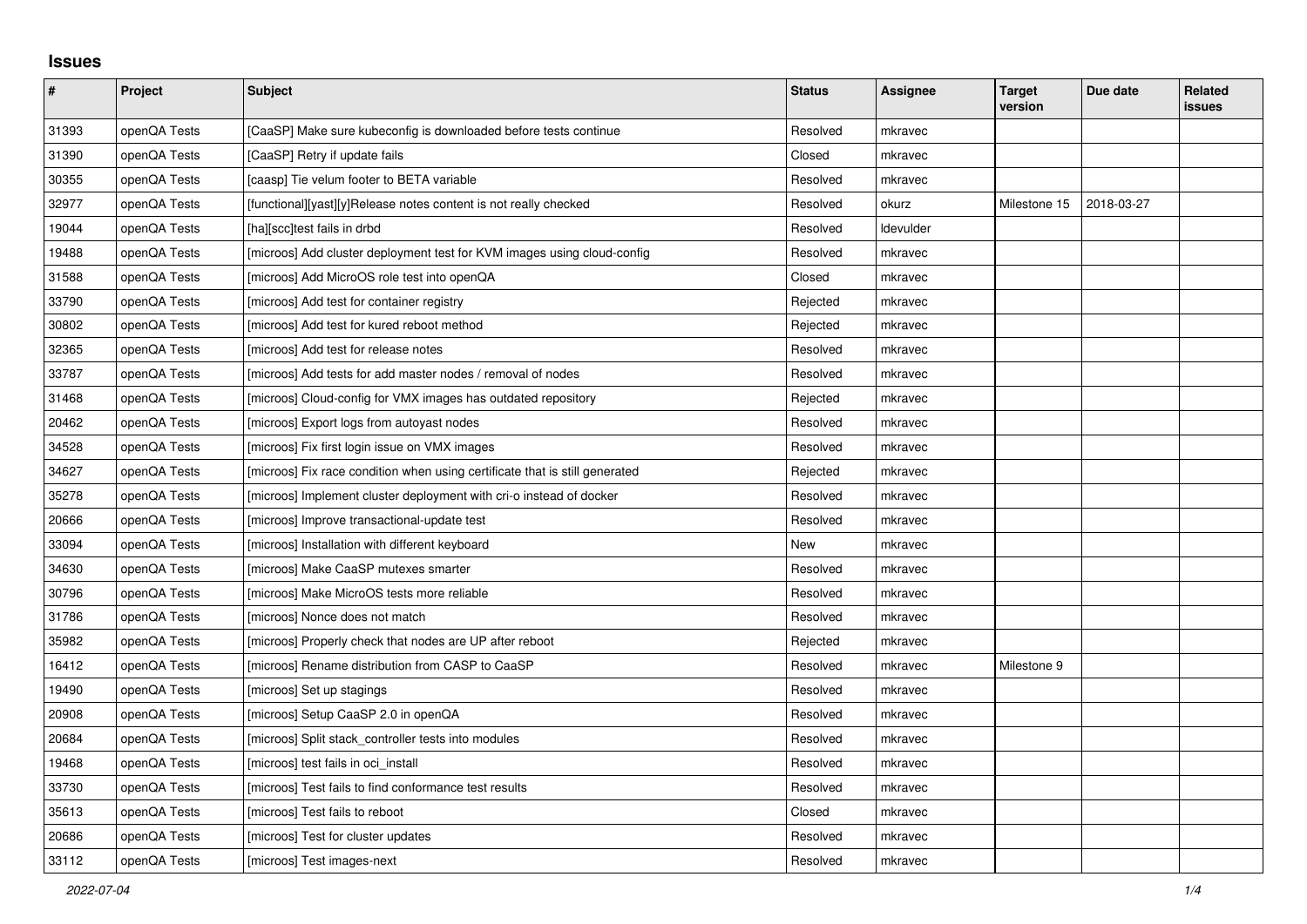## Issues

| # | Project | Subject | Status | Assignee | Target version | Due date | Related issues |
|---|---|---|---|---|---|---|---|
| 31393 | openQA Tests | [CaaSP] Make sure kubeconfig is downloaded before tests continue | Resolved | mkravec | | | |
| 31390 | openQA Tests | [CaaSP] Retry if update fails | Closed | mkravec | | | |
| 30355 | openQA Tests | [caasp] Tie velum footer to BETA variable | Resolved | mkravec | | | |
| 32977 | openQA Tests | [functional][yast][y]Release notes content is not really checked | Resolved | okurz | Milestone 15 | 2018-03-27 | |
| 19044 | openQA Tests | [ha][scc]test fails in drbd | Resolved | ldevulder | | | |
| 19488 | openQA Tests | [microos] Add cluster deployment test for KVM images using cloud-config | Resolved | mkravec | | | |
| 31588 | openQA Tests | [microos] Add MicroOS role test into openQA | Closed | mkravec | | | |
| 33790 | openQA Tests | [microos] Add test for container registry | Rejected | mkravec | | | |
| 30802 | openQA Tests | [microos] Add test for kured reboot method | Rejected | mkravec | | | |
| 32365 | openQA Tests | [microos] Add test for release notes | Resolved | mkravec | | | |
| 33787 | openQA Tests | [microos] Add tests for add master nodes / removal of nodes | Resolved | mkravec | | | |
| 31468 | openQA Tests | [microos] Cloud-config for VMX images has outdated repository | Rejected | mkravec | | | |
| 20462 | openQA Tests | [microos] Export logs from autoyast nodes | Resolved | mkravec | | | |
| 34528 | openQA Tests | [microos] Fix first login issue on VMX images | Resolved | mkravec | | | |
| 34627 | openQA Tests | [microos] Fix race condition when using certificate that is still generated | Rejected | mkravec | | | |
| 35278 | openQA Tests | [microos] Implement cluster deployment with cri-o instead of docker | Resolved | mkravec | | | |
| 20666 | openQA Tests | [microos] Improve transactional-update test | Resolved | mkravec | | | |
| 33094 | openQA Tests | [microos] Installation with different keyboard | New | mkravec | | | |
| 34630 | openQA Tests | [microos] Make CaaSP mutexes smarter | Resolved | mkravec | | | |
| 30796 | openQA Tests | [microos] Make MicroOS tests more reliable | Resolved | mkravec | | | |
| 31786 | openQA Tests | [microos] Nonce does not match | Resolved | mkravec | | | |
| 35982 | openQA Tests | [microos] Properly check that nodes are UP after reboot | Rejected | mkravec | | | |
| 16412 | openQA Tests | [microos] Rename distribution from CASP to CaaSP | Resolved | mkravec | Milestone 9 | | |
| 19490 | openQA Tests | [microos] Set up stagings | Resolved | mkravec | | | |
| 20908 | openQA Tests | [microos] Setup CaaSP 2.0 in openQA | Resolved | mkravec | | | |
| 20684 | openQA Tests | [microos] Split stack_controller tests into modules | Resolved | mkravec | | | |
| 19468 | openQA Tests | [microos] test fails in oci_install | Resolved | mkravec | | | |
| 33730 | openQA Tests | [microos] Test fails to find conformance test results | Resolved | mkravec | | | |
| 35613 | openQA Tests | [microos] Test fails to reboot | Closed | mkravec | | | |
| 20686 | openQA Tests | [microos] Test for cluster updates | Resolved | mkravec | | | |
| 33112 | openQA Tests | [microos] Test images-next | Resolved | mkravec | | | |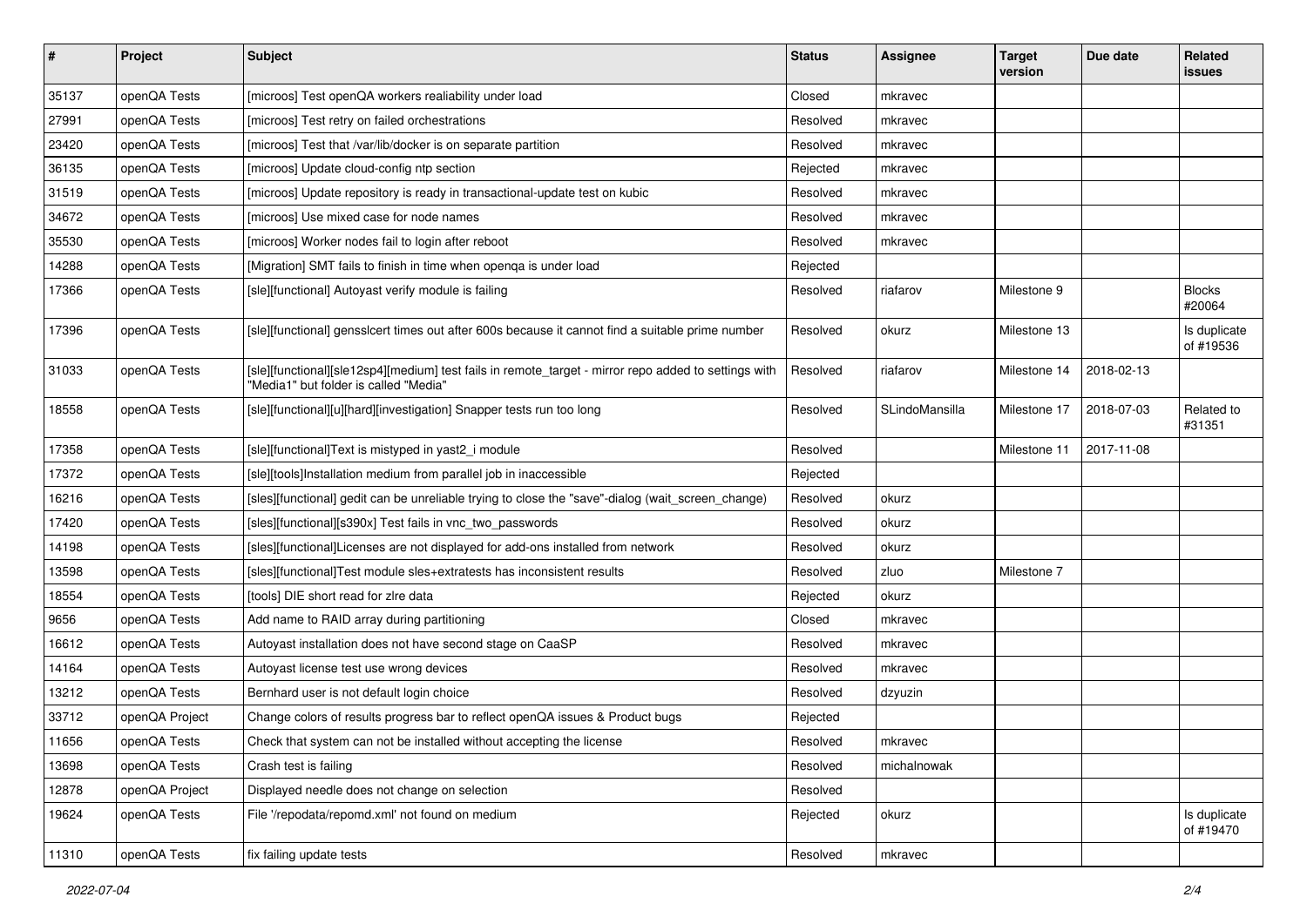| # | Project | Subject | Status | Assignee | Target version | Due date | Related issues |
|---|---|---|---|---|---|---|---|
| 35137 | openQA Tests | [microos] Test openQA workers realiability under load | Closed | mkravec | | | |
| 27991 | openQA Tests | [microos] Test retry on failed orchestrations | Resolved | mkravec | | | |
| 23420 | openQA Tests | [microos] Test that /var/lib/docker is on separate partition | Resolved | mkravec | | | |
| 36135 | openQA Tests | [microos] Update cloud-config ntp section | Rejected | mkravec | | | |
| 31519 | openQA Tests | [microos] Update repository is ready in transactional-update test on kubic | Resolved | mkravec | | | |
| 34672 | openQA Tests | [microos] Use mixed case for node names | Resolved | mkravec | | | |
| 35530 | openQA Tests | [microos] Worker nodes fail to login after reboot | Resolved | mkravec | | | |
| 14288 | openQA Tests | [Migration] SMT fails to finish in time when openqa is under load | Rejected | | | | |
| 17366 | openQA Tests | [sle][functional] Autoyast verify module is failing | Resolved | riafarov | Milestone 9 | | Blocks #20064 |
| 17396 | openQA Tests | [sle][functional] gensslcert times out after 600s because it cannot find a suitable prime number | Resolved | okurz | Milestone 13 | | Is duplicate of #19536 |
| 31033 | openQA Tests | [sle][functional][sle12sp4][medium] test fails in remote_target - mirror repo added to settings with "Media1" but folder is called "Media" | Resolved | riafarov | Milestone 14 | 2018-02-13 | |
| 18558 | openQA Tests | [sle][functional][u][hard][investigation] Snapper tests run too long | Resolved | SLindoMansilla | Milestone 17 | 2018-07-03 | Related to #31351 |
| 17358 | openQA Tests | [sle][functional]Text is mistyped in yast2_i module | Resolved | | Milestone 11 | 2017-11-08 | |
| 17372 | openQA Tests | [sle][tools]Installation medium from parallel job in inaccessible | Rejected | | | | |
| 16216 | openQA Tests | [sles][functional] gedit can be unreliable trying to close the "save"-dialog (wait_screen_change) | Resolved | okurz | | | |
| 17420 | openQA Tests | [sles][functional][s390x] Test fails in vnc_two_passwords | Resolved | okurz | | | |
| 14198 | openQA Tests | [sles][functional]Licenses are not displayed for add-ons installed from network | Resolved | okurz | | | |
| 13598 | openQA Tests | [sles][functional]Test module sles+extratests has inconsistent results | Resolved | zluo | Milestone 7 | | |
| 18554 | openQA Tests | [tools] DIE short read for zlre data | Rejected | okurz | | | |
| 9656 | openQA Tests | Add name to RAID array during partitioning | Closed | mkravec | | | |
| 16612 | openQA Tests | Autoyast installation does not have second stage on CaaSP | Resolved | mkravec | | | |
| 14164 | openQA Tests | Autoyast license test use wrong devices | Resolved | mkravec | | | |
| 13212 | openQA Tests | Bernhard user is not default login choice | Resolved | dzyuzin | | | |
| 33712 | openQA Project | Change colors of results progress bar to reflect openQA issues & Product bugs | Rejected | | | | |
| 11656 | openQA Tests | Check that system can not be installed without accepting the license | Resolved | mkravec | | | |
| 13698 | openQA Tests | Crash test is failing | Resolved | michalnowak | | | |
| 12878 | openQA Project | Displayed needle does not change on selection | Resolved | | | | |
| 19624 | openQA Tests | File '/repodata/repomd.xml' not found on medium | Rejected | okurz | | | Is duplicate of #19470 |
| 11310 | openQA Tests | fix failing update tests | Resolved | mkravec | | | |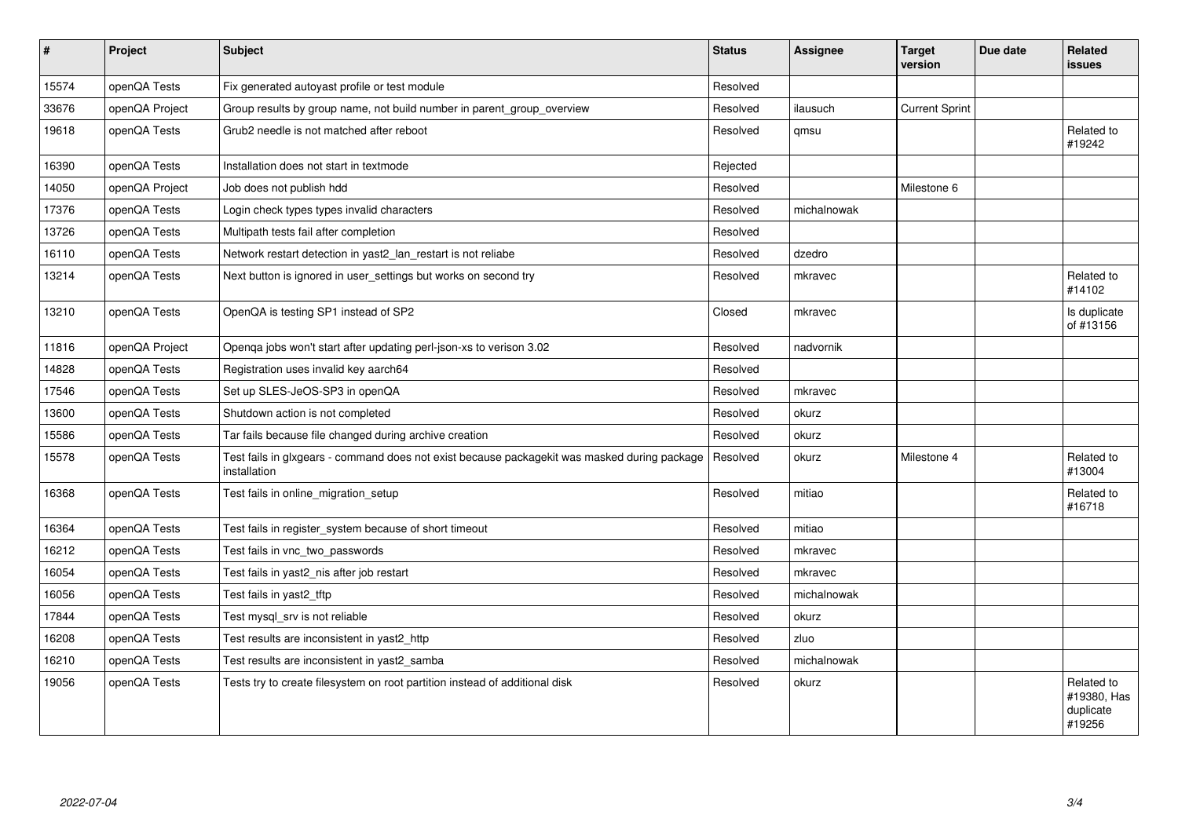| # | Project | Subject | Status | Assignee | Target version | Due date | Related issues |
|---|---|---|---|---|---|---|---|
| 15574 | openQA Tests | Fix generated autoyast profile or test module | Resolved | | | | |
| 33676 | openQA Project | Group results by group name, not build number in parent_group_overview | Resolved | ilausuch | Current Sprint | | |
| 19618 | openQA Tests | Grub2 needle is not matched after reboot | Resolved | qmsu | | | Related to #19242 |
| 16390 | openQA Tests | Installation does not start in textmode | Rejected | | | | |
| 14050 | openQA Project | Job does not publish hdd | Resolved | | Milestone 6 | | |
| 17376 | openQA Tests | Login check types types invalid characters | Resolved | michalnowak | | | |
| 13726 | openQA Tests | Multipath tests fail after completion | Resolved | | | | |
| 16110 | openQA Tests | Network restart detection in yast2_lan_restart is not reliabe | Resolved | dzedro | | | |
| 13214 | openQA Tests | Next button is ignored in user_settings but works on second try | Resolved | mkravec | | | Related to #14102 |
| 13210 | openQA Tests | OpenQA is testing SP1 instead of SP2 | Closed | mkravec | | | Is duplicate of #13156 |
| 11816 | openQA Project | Openqa jobs won't start after updating perl-json-xs to verison 3.02 | Resolved | nadvornik | | | |
| 14828 | openQA Tests | Registration uses invalid key aarch64 | Resolved | | | | |
| 17546 | openQA Tests | Set up SLES-JeOS-SP3 in openQA | Resolved | mkravec | | | |
| 13600 | openQA Tests | Shutdown action is not completed | Resolved | okurz | | | |
| 15586 | openQA Tests | Tar fails because file changed during archive creation | Resolved | okurz | | | |
| 15578 | openQA Tests | Test fails in glxgears - command does not exist because packagekit was masked during package installation | Resolved | okurz | Milestone 4 | | Related to #13004 |
| 16368 | openQA Tests | Test fails in online_migration_setup | Resolved | mitiao | | | Related to #16718 |
| 16364 | openQA Tests | Test fails in register_system because of short timeout | Resolved | mitiao | | | |
| 16212 | openQA Tests | Test fails in vnc_two_passwords | Resolved | mkravec | | | |
| 16054 | openQA Tests | Test fails in yast2_nis after job restart | Resolved | mkravec | | | |
| 16056 | openQA Tests | Test fails in yast2_tftp | Resolved | michalnowak | | | |
| 17844 | openQA Tests | Test mysql_srv is not reliable | Resolved | okurz | | | |
| 16208 | openQA Tests | Test results are inconsistent in yast2_http | Resolved | zluo | | | |
| 16210 | openQA Tests | Test results are inconsistent in yast2_samba | Resolved | michalnowak | | | |
| 19056 | openQA Tests | Tests try to create filesystem on root partition instead of additional disk | Resolved | okurz | | | Related to #19380, Has duplicate #19256 |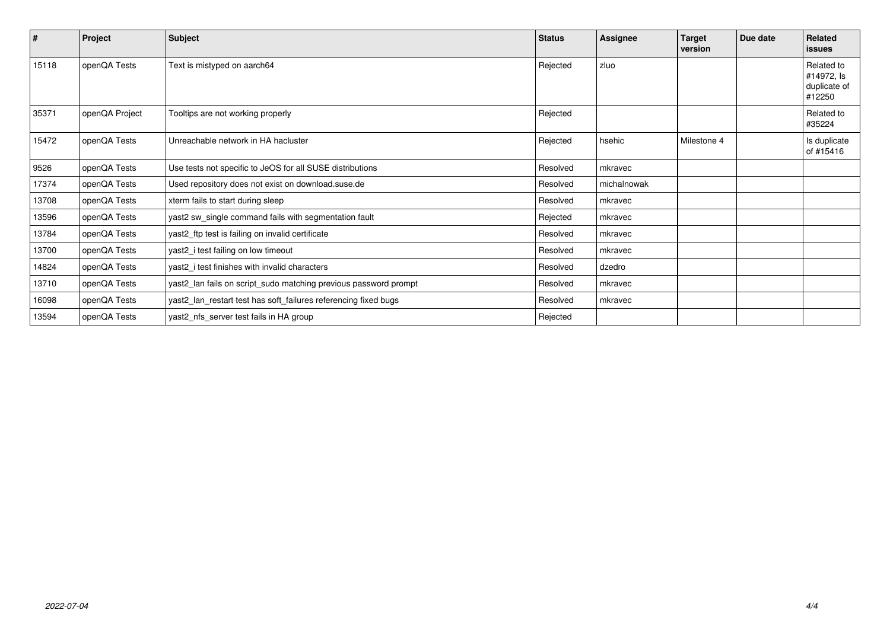| # | Project | Subject | Status | Assignee | Target version | Due date | Related issues |
|---|---|---|---|---|---|---|---|
| 15118 | openQA Tests | Text is mistyped on aarch64 | Rejected | zluo | | | Related to #14972, Is duplicate of #12250 |
| 35371 | openQA Project | Tooltips are not working properly | Rejected | | | | Related to #35224 |
| 15472 | openQA Tests | Unreachable network in HA hacluster | Rejected | hsehic | Milestone 4 | | Is duplicate of #15416 |
| 9526 | openQA Tests | Use tests not specific to JeOS for all SUSE distributions | Resolved | mkravec | | | |
| 17374 | openQA Tests | Used repository does not exist on download.suse.de | Resolved | michalnowak | | | |
| 13708 | openQA Tests | xterm fails to start during sleep | Resolved | mkravec | | | |
| 13596 | openQA Tests | yast2 sw_single command fails with segmentation fault | Rejected | mkravec | | | |
| 13784 | openQA Tests | yast2_ftp test is failing on invalid certificate | Resolved | mkravec | | | |
| 13700 | openQA Tests | yast2_i test failing on low timeout | Resolved | mkravec | | | |
| 14824 | openQA Tests | yast2_i test finishes with invalid characters | Resolved | dzedro | | | |
| 13710 | openQA Tests | yast2_lan fails on script_sudo matching previous password prompt | Resolved | mkravec | | | |
| 16098 | openQA Tests | yast2_lan_restart test has soft_failures referencing fixed bugs | Resolved | mkravec | | | |
| 13594 | openQA Tests | yast2_nfs_server test fails in HA group | Rejected | | | | |